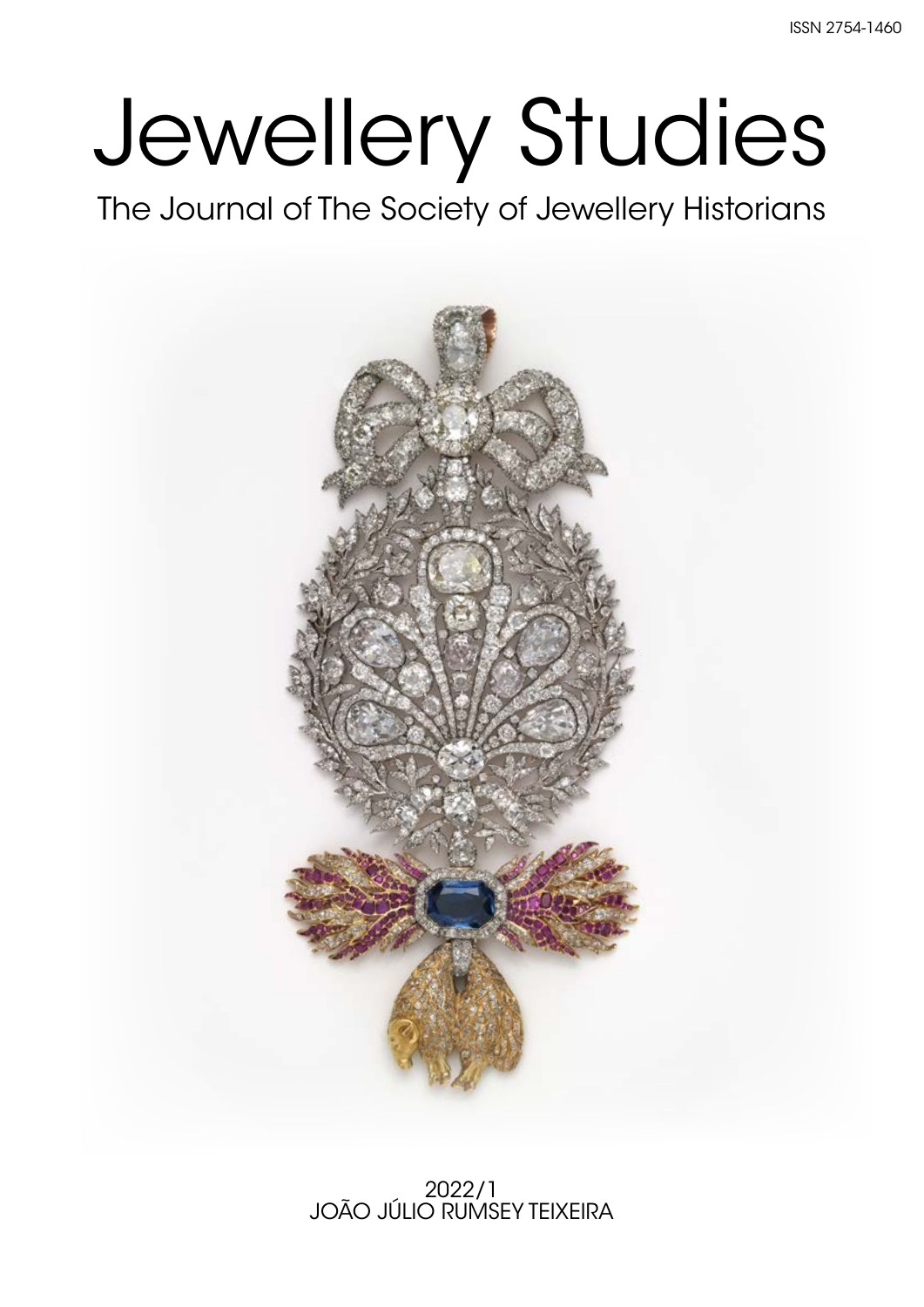ISSN 2754-1460

# Jewellery Studies

## The Journal of The Society of Jewellery Historians

2022/1

JOÃO JÚLIO RUMSEY TEIXEIRA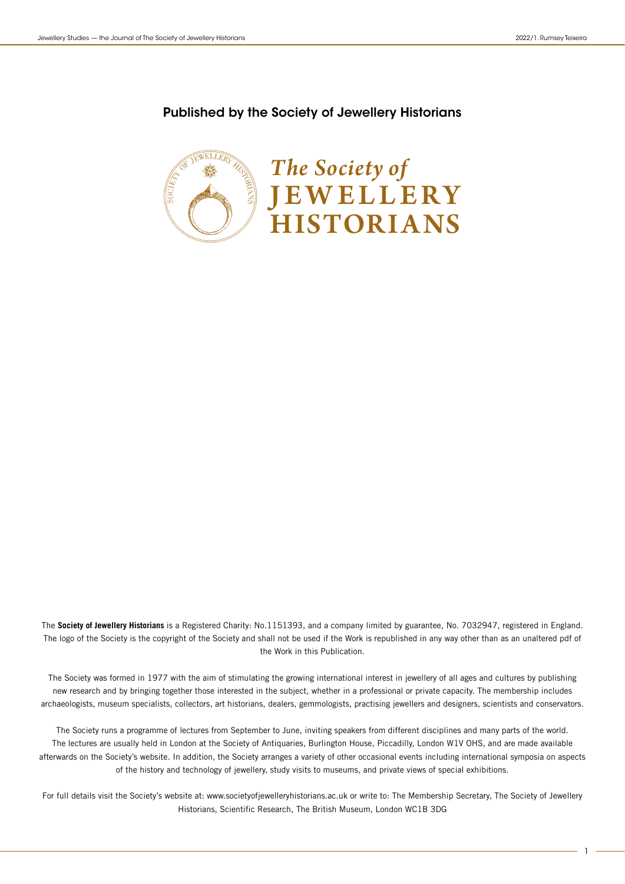## Published by the Society of Jewellery Historians

*The Society of*
**JEWELLERY HISTORIANS**

The **Society of Jewellery Historians** is a Registered Charity: No.1151393, and a company limited by guarantee, No. 7032947, registered in England. The logo of the Society is the copyright of the Society and shall not be used if the Work is republished in any way other than as an unaltered pdf of the Work in this Publication.

The Society was formed in 1977 with the aim of stimulating the growing international interest in jewellery of all ages and cultures by publishing new research and by bringing together those interested in the subject, whether in a professional or private capacity. The membership includes archaeologists, museum specialists, collectors, art historians, dealers, gemmologists, practising jewellers and designers, scientists and conservators.

The Society runs a programme of lectures from September to June, inviting speakers from different disciplines and many parts of the world. The lectures are usually held in London at the Society of Antiquaries, Burlington House, Piccadilly, London W1V OHS, and are made available afterwards on the Society's website. In addition, the Society arranges a variety of other occasional events including international symposia on aspects of the history and technology of jewellery, study visits to museums, and private views of special exhibitions.

For full details visit the Society's website at: www.societyofjewelleryhistorians.ac.uk or write to: The Membership Secretary, The Society of Jewellery Historians, Scientific Research, The British Museum, London WC1B 3DG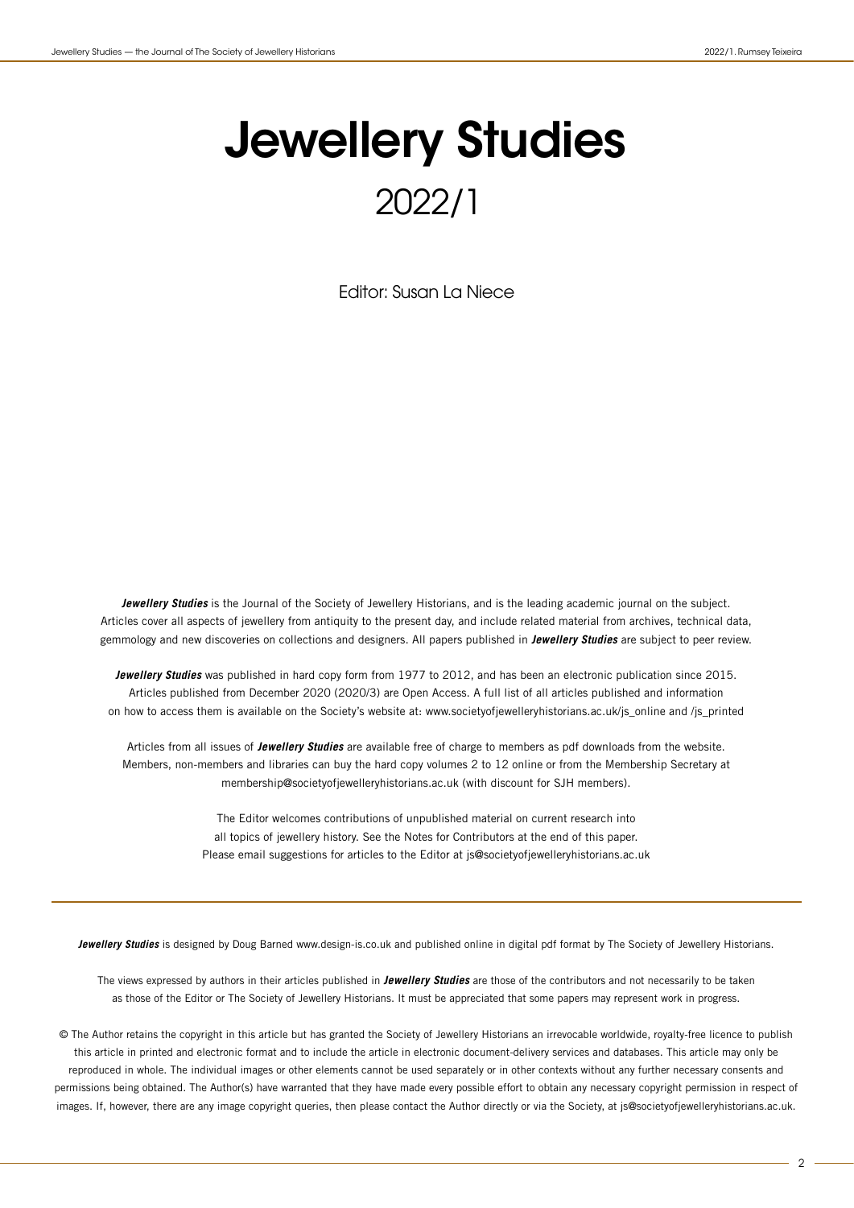# Jewellery Studies

## 2022/1

Editor: Susan La Niece

***Jewellery Studies*** is the Journal of the Society of Jewellery Historians, and is the leading academic journal on the subject. Articles cover all aspects of jewellery from antiquity to the present day, and include related material from archives, technical data, gemmology and new discoveries on collections and designers. All papers published in ***Jewellery Studies*** are subject to peer review.

***Jewellery Studies*** was published in hard copy form from 1977 to 2012, and has been an electronic publication since 2015. Articles published from December 2020 (2020/3) are Open Access. A full list of all articles published and information on how to access them is available on the Society's website at: www.societyofjewelleryhistorians.ac.uk/js_online and /js_printed

Articles from all issues of ***Jewellery Studies*** are available free of charge to members as pdf downloads from the website. Members, non-members and libraries can buy the hard copy volumes 2 to 12 online or from the Membership Secretary at membership@societyofjewelleryhistorians.ac.uk (with discount for SJH members).

The Editor welcomes contributions of unpublished material on current research into all topics of jewellery history. See the Notes for Contributors at the end of this paper. Please email suggestions for articles to the Editor at js@societyofjewelleryhistorians.ac.uk

---

***Jewellery Studies*** is designed by Doug Barned www.design-is.co.uk and published online in digital pdf format by The Society of Jewellery Historians.

The views expressed by authors in their articles published in ***Jewellery Studies*** are those of the contributors and not necessarily to be taken as those of the Editor or The Society of Jewellery Historians. It must be appreciated that some papers may represent work in progress.

© The Author retains the copyright in this article but has granted the Society of Jewellery Historians an irrevocable worldwide, royalty-free licence to publish this article in printed and electronic format and to include the article in electronic document-delivery services and databases. This article may only be reproduced in whole. The individual images or other elements cannot be used separately or in other contexts without any further necessary consents and permissions being obtained. The Author(s) have warranted that they have made every possible effort to obtain any necessary copyright permission in respect of images. If, however, there are any image copyright queries, then please contact the Author directly or via the Society, at js@societyofjewelleryhistorians.ac.uk.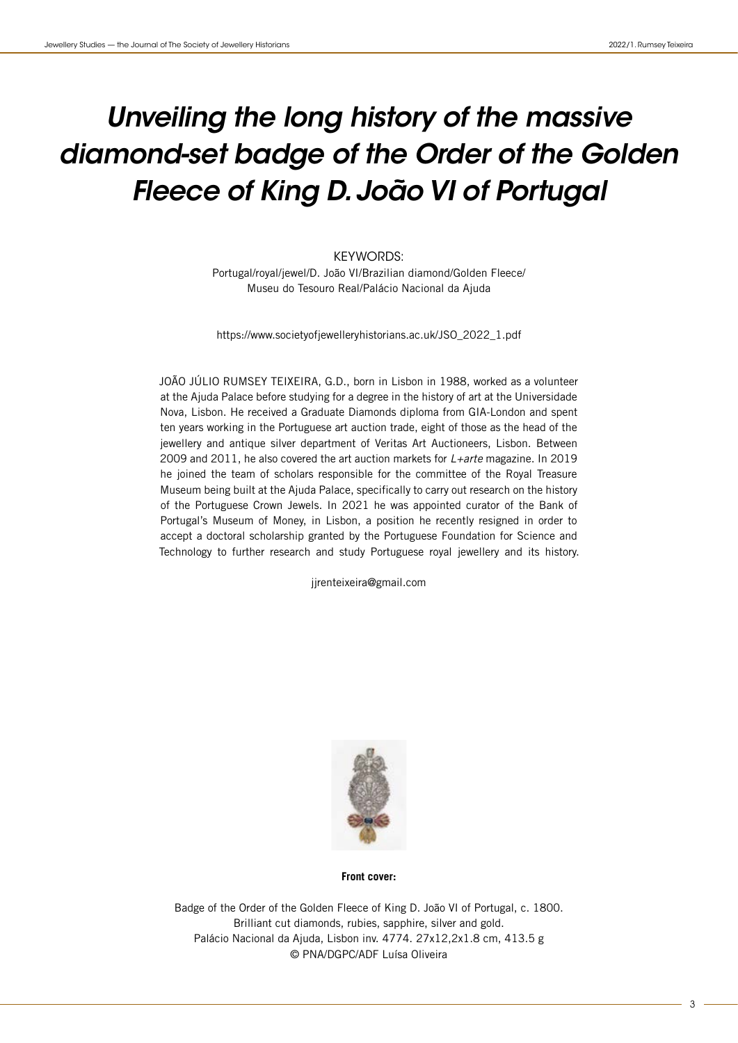# *Unveiling the long history of the massive diamond-set badge of the Order of the Golden Fleece of King D. João VI of Portugal*

KEYWORDS:
Portugal/royal/jewel/D. João VI/Brazilian diamond/Golden Fleece/ Museu do Tesouro Real/Palácio Nacional da Ajuda

https://www.societyofjewelleryhistorians.ac.uk/JSO_2022_1.pdf

JOÃO JÚLIO RUMSEY TEIXEIRA, G.D., born in Lisbon in 1988, worked as a volunteer at the Ajuda Palace before studying for a degree in the history of art at the Universidade Nova, Lisbon. He received a Graduate Diamonds diploma from GIA-London and spent ten years working in the Portuguese art auction trade, eight of those as the head of the jewellery and antique silver department of Veritas Art Auctioneers, Lisbon. Between 2009 and 2011, he also covered the art auction markets for *L+arte* magazine. In 2019 he joined the team of scholars responsible for the committee of the Royal Treasure Museum being built at the Ajuda Palace, specifically to carry out research on the history of the Portuguese Crown Jewels. In 2021 he was appointed curator of the Bank of Portugal's Museum of Money, in Lisbon, a position he recently resigned in order to accept a doctoral scholarship granted by the Portuguese Foundation for Science and Technology to further research and study Portuguese royal jewellery and its history.

jjrenteixeira@gmail.com

**Front cover:**

Badge of the Order of the Golden Fleece of King D. João VI of Portugal, c. 1800.
Brilliant cut diamonds, rubies, sapphire, silver and gold.
Palácio Nacional da Ajuda, Lisbon inv. 4774. 27x12,2x1.8 cm, 413.5 g
© PNA/DGPC/ADF Luísa Oliveira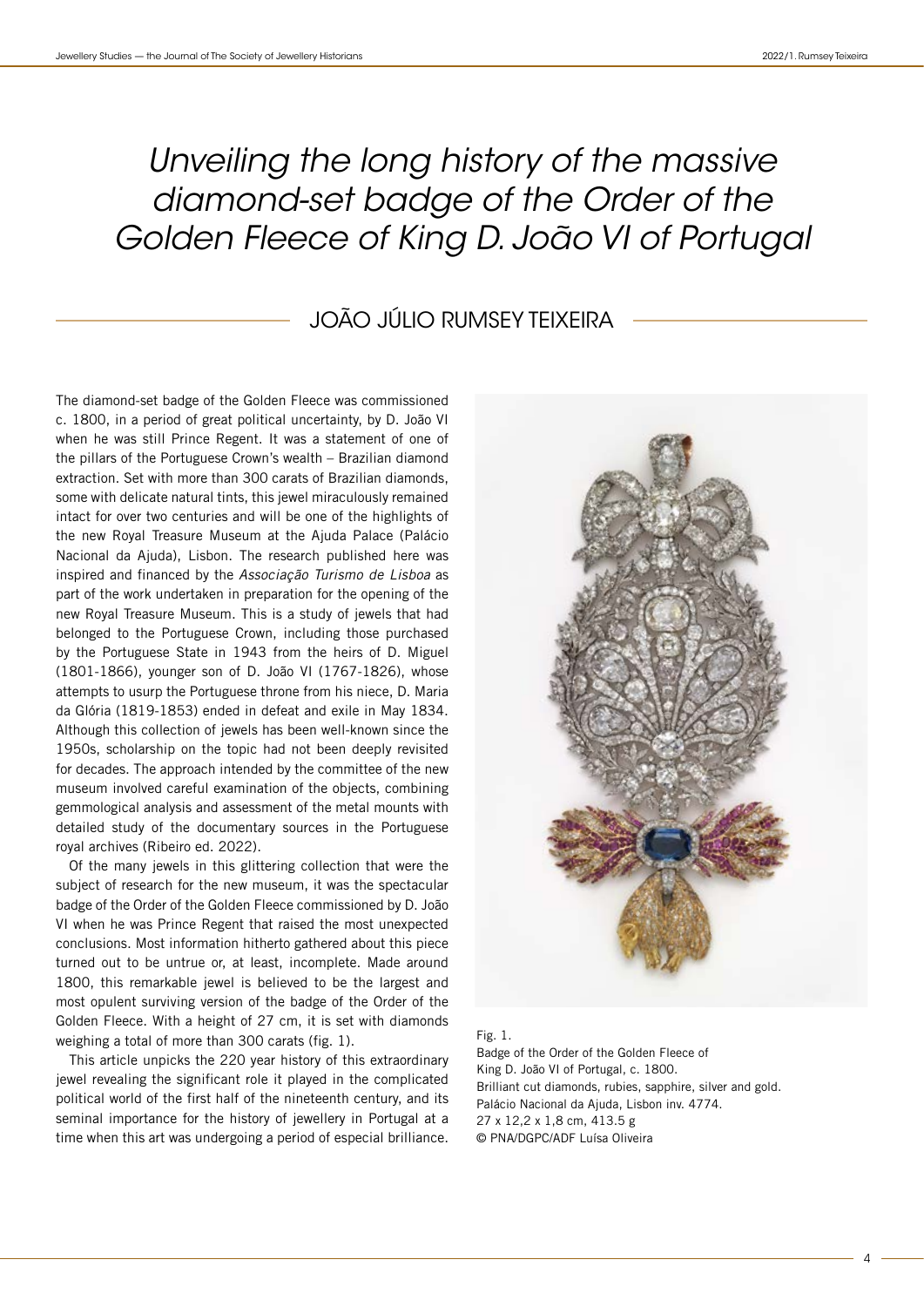# Unveiling the long history of the massive diamond-set badge of the Order of the Golden Fleece of King D. João VI of Portugal

## JOÃO JÚLIO RUMSEY TEIXEIRA

The diamond-set badge of the Golden Fleece was commissioned c. 1800, in a period of great political uncertainty, by D. João VI when he was still Prince Regent. It was a statement of one of the pillars of the Portuguese Crown's wealth – Brazilian diamond extraction. Set with more than 300 carats of Brazilian diamonds, some with delicate natural tints, this jewel miraculously remained intact for over two centuries and will be one of the highlights of the new Royal Treasure Museum at the Ajuda Palace (Palácio Nacional da Ajuda), Lisbon. The research published here was inspired and financed by the *Associação Turismo de Lisboa* as part of the work undertaken in preparation for the opening of the new Royal Treasure Museum. This is a study of jewels that had belonged to the Portuguese Crown, including those purchased by the Portuguese State in 1943 from the heirs of D. Miguel (1801-1866), younger son of D. João VI (1767-1826), whose attempts to usurp the Portuguese throne from his niece, D. Maria da Glória (1819-1853) ended in defeat and exile in May 1834. Although this collection of jewels has been well-known since the 1950s, scholarship on the topic had not been deeply revisited for decades. The approach intended by the committee of the new museum involved careful examination of the objects, combining gemmological analysis and assessment of the metal mounts with detailed study of the documentary sources in the Portuguese royal archives (Ribeiro ed. 2022).

Of the many jewels in this glittering collection that were the subject of research for the new museum, it was the spectacular badge of the Order of the Golden Fleece commissioned by D. João VI when he was Prince Regent that raised the most unexpected conclusions. Most information hitherto gathered about this piece turned out to be untrue or, at least, incomplete. Made around 1800, this remarkable jewel is believed to be the largest and most opulent surviving version of the badge of the Order of the Golden Fleece. With a height of 27 cm, it is set with diamonds weighing a total of more than 300 carats (fig. 1).

This article unpicks the 220 year history of this extraordinary jewel revealing the significant role it played in the complicated political world of the first half of the nineteenth century, and its seminal importance for the history of jewellery in Portugal at a time when this art was undergoing a period of especial brilliance.

Fig. 1.
Badge of the Order of the Golden Fleece of King D. João VI of Portugal, c. 1800.
Brilliant cut diamonds, rubies, sapphire, silver and gold.
Palácio Nacional da Ajuda, Lisbon inv. 4774.
27 x 12,2 x 1,8 cm, 413.5 g
© PNA/DGPC/ADF Luísa Oliveira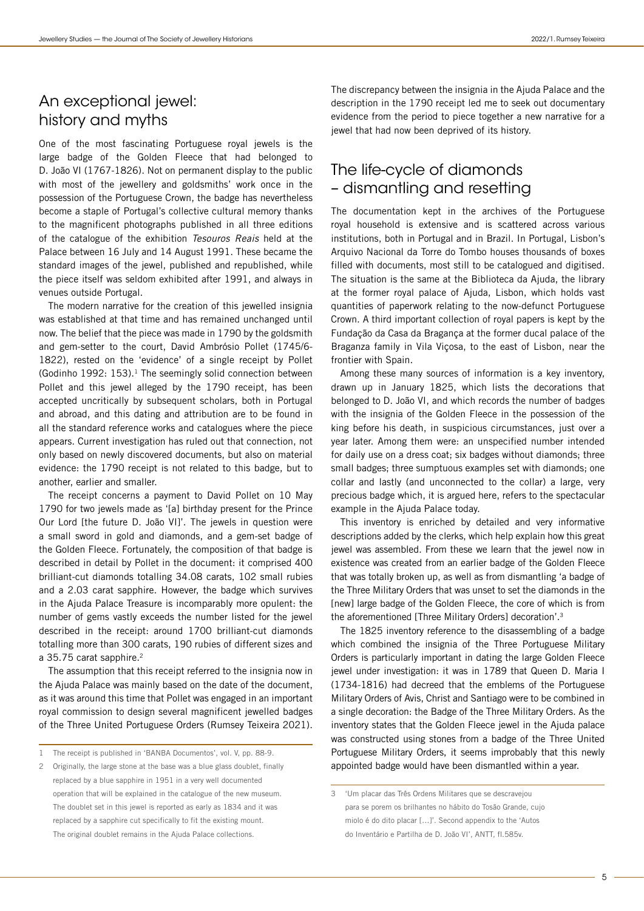## An exceptional jewel: history and myths

One of the most fascinating Portuguese royal jewels is the large badge of the Golden Fleece that had belonged to D. João VI (1767-1826). Not on permanent display to the public with most of the jewellery and goldsmiths' work once in the possession of the Portuguese Crown, the badge has nevertheless become a staple of Portugal's collective cultural memory thanks to the magnificent photographs published in all three editions of the catalogue of the exhibition *Tesouros Reais* held at the Palace between 16 July and 14 August 1991. These became the standard images of the jewel, published and republished, while the piece itself was seldom exhibited after 1991, and always in venues outside Portugal.

The modern narrative for the creation of this jewelled insignia was established at that time and has remained unchanged until now. The belief that the piece was made in 1790 by the goldsmith and gem-setter to the court, David Ambrósio Pollet (1745/6-1822), rested on the 'evidence' of a single receipt by Pollet (Godinho 1992: 153).[1] The seemingly solid connection between Pollet and this jewel alleged by the 1790 receipt, has been accepted uncritically by subsequent scholars, both in Portugal and abroad, and this dating and attribution are to be found in all the standard reference works and catalogues where the piece appears. Current investigation has ruled out that connection, not only based on newly discovered documents, but also on material evidence: the 1790 receipt is not related to this badge, but to another, earlier and smaller.

The receipt concerns a payment to David Pollet on 10 May 1790 for two jewels made as '[a] birthday present for the Prince Our Lord [the future D. João VI]'. The jewels in question were a small sword in gold and diamonds, and a gem-set badge of the Golden Fleece. Fortunately, the composition of that badge is described in detail by Pollet in the document: it comprised 400 brilliant-cut diamonds totalling 34.08 carats, 102 small rubies and a 2.03 carat sapphire. However, the badge which survives in the Ajuda Palace Treasure is incomparably more opulent: the number of gems vastly exceeds the number listed for the jewel described in the receipt: around 1700 brilliant-cut diamonds totalling more than 300 carats, 190 rubies of different sizes and a 35.75 carat sapphire.[2]

The assumption that this receipt referred to the insignia now in the Ajuda Palace was mainly based on the date of the document, as it was around this time that Pollet was engaged in an important royal commission to design several magnificent jewelled badges of the Three United Portuguese Orders (Rumsey Teixeira 2021).

The discrepancy between the insignia in the Ajuda Palace and the description in the 1790 receipt led me to seek out documentary evidence from the period to piece together a new narrative for a jewel that had now been deprived of its history.

## The life-cycle of diamonds – dismantling and resetting

The documentation kept in the archives of the Portuguese royal household is extensive and is scattered across various institutions, both in Portugal and in Brazil. In Portugal, Lisbon's Arquivo Nacional da Torre do Tombo houses thousands of boxes filled with documents, most still to be catalogued and digitised. The situation is the same at the Biblioteca da Ajuda, the library at the former royal palace of Ajuda, Lisbon, which holds vast quantities of paperwork relating to the now-defunct Portuguese Crown. A third important collection of royal papers is kept by the Fundação da Casa da Bragança at the former ducal palace of the Braganza family in Vila Viçosa, to the east of Lisbon, near the frontier with Spain.

Among these many sources of information is a key inventory, drawn up in January 1825, which lists the decorations that belonged to D. João VI, and which records the number of badges with the insignia of the Golden Fleece in the possession of the king before his death, in suspicious circumstances, just over a year later. Among them were: an unspecified number intended for daily use on a dress coat; six badges without diamonds; three small badges; three sumptuous examples set with diamonds; one collar and lastly (and unconnected to the collar) a large, very precious badge which, it is argued here, refers to the spectacular example in the Ajuda Palace today.

This inventory is enriched by detailed and very informative descriptions added by the clerks, which help explain how this great jewel was assembled. From these we learn that the jewel now in existence was created from an earlier badge of the Golden Fleece that was totally broken up, as well as from dismantling 'a badge of the Three Military Orders that was unset to set the diamonds in the [new] large badge of the Golden Fleece, the core of which is from the aforementioned [Three Military Orders] decoration'.[3]

The 1825 inventory reference to the disassembling of a badge which combined the insignia of the Three Portuguese Military Orders is particularly important in dating the large Golden Fleece jewel under investigation: it was in 1789 that Queen D. Maria I (1734-1816) had decreed that the emblems of the Portuguese Military Orders of Avis, Christ and Santiago were to be combined in a single decoration: the Badge of the Three Military Orders. As the inventory states that the Golden Fleece jewel in the Ajuda palace was constructed using stones from a badge of the Three United Portuguese Military Orders, it seems improbably that this newly appointed badge would have been dismantled within a year.

---

1 The receipt is published in 'BANBA Documentos', vol. V, pp. 88-9.

2 Originally, the large stone at the base was a blue glass doublet, finally replaced by a blue sapphire in 1951 in a very well documented operation that will be explained in the catalogue of the new museum. The doublet set in this jewel is reported as early as 1834 and it was replaced by a sapphire cut specifically to fit the existing mount. The original doublet remains in the Ajuda Palace collections.

3 'Um placar das Três Ordens Militares que se descravejou para se porem os brilhantes no hábito do Tosão Grande, cujo miolo é do dito placar [...]'. Second appendix to the 'Autos do Inventário e Partilha de D. João VI', ANTT, fl.585v.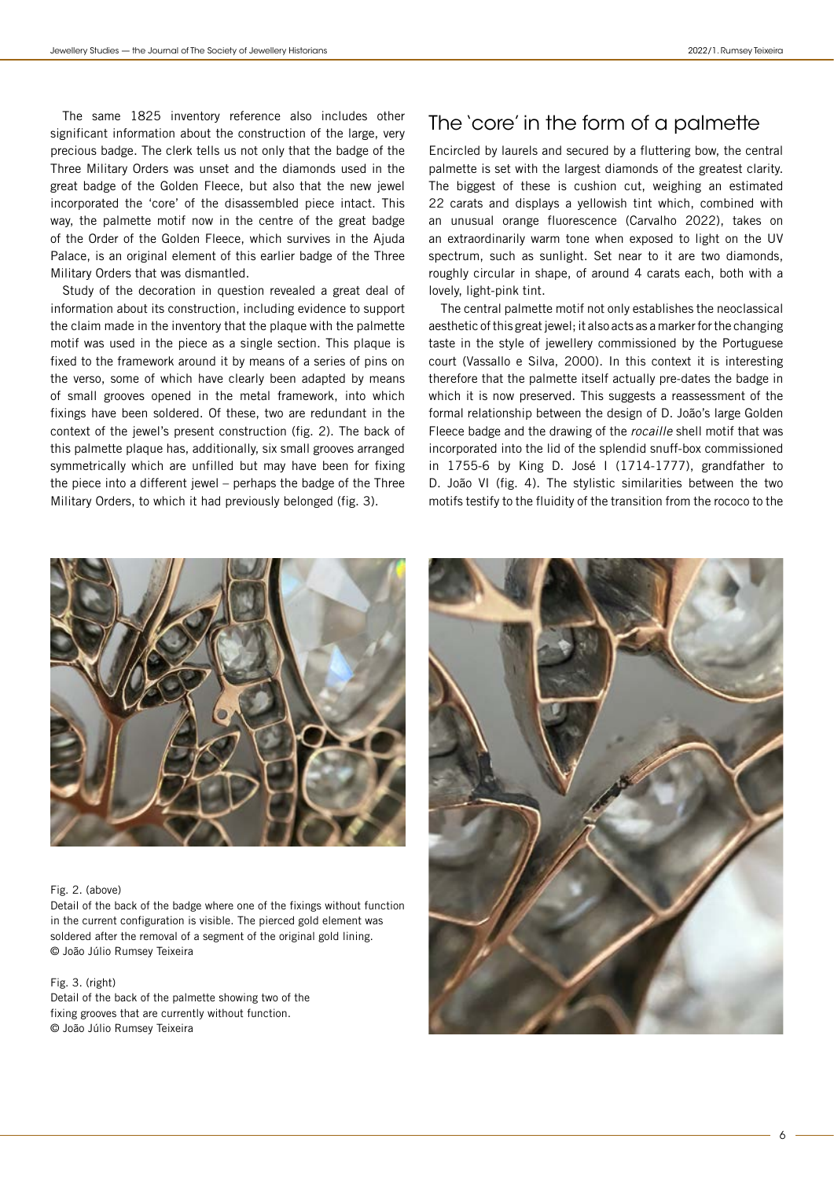The same 1825 inventory reference also includes other significant information about the construction of the large, very precious badge. The clerk tells us not only that the badge of the Three Military Orders was unset and the diamonds used in the great badge of the Golden Fleece, but also that the new jewel incorporated the 'core' of the disassembled piece intact. This way, the palmette motif now in the centre of the great badge of the Order of the Golden Fleece, which survives in the Ajuda Palace, is an original element of this earlier badge of the Three Military Orders that was dismantled.

Study of the decoration in question revealed a great deal of information about its construction, including evidence to support the claim made in the inventory that the plaque with the palmette motif was used in the piece as a single section. This plaque is fixed to the framework around it by means of a series of pins on the verso, some of which have clearly been adapted by means of small grooves opened in the metal framework, into which fixings have been soldered. Of these, two are redundant in the context of the jewel's present construction (fig. 2). The back of this palmette plaque has, additionally, six small grooves arranged symmetrically which are unfilled but may have been for fixing the piece into a different jewel – perhaps the badge of the Three Military Orders, to which it had previously belonged (fig. 3).

## The 'core' in the form of a palmette

Encircled by laurels and secured by a fluttering bow, the central palmette is set with the largest diamonds of the greatest clarity. The biggest of these is cushion cut, weighing an estimated 22 carats and displays a yellowish tint which, combined with an unusual orange fluorescence (Carvalho 2022), takes on an extraordinarily warm tone when exposed to light on the UV spectrum, such as sunlight. Set near to it are two diamonds, roughly circular in shape, of around 4 carats each, both with a lovely, light-pink tint.

The central palmette motif not only establishes the neoclassical aesthetic of this great jewel; it also acts as a marker for the changing taste in the style of jewellery commissioned by the Portuguese court (Vassallo e Silva, 2000). In this context it is interesting therefore that the palmette itself actually pre-dates the badge in which it is now preserved. This suggests a reassessment of the formal relationship between the design of D. João's large Golden Fleece badge and the drawing of the *rocaille* shell motif that was incorporated into the lid of the splendid snuff-box commissioned in 1755-6 by King D. José I (1714-1777), grandfather to D. João VI (fig. 4). The stylistic similarities between the two motifs testify to the fluidity of the transition from the rococo to the

Fig. 2. (above)
Detail of the back of the badge where one of the fixings without function in the current configuration is visible. The pierced gold element was soldered after the removal of a segment of the original gold lining.
© João Júlio Rumsey Teixeira

Fig. 3. (right)
Detail of the back of the palmette showing two of the fixing grooves that are currently without function.
© João Júlio Rumsey Teixeira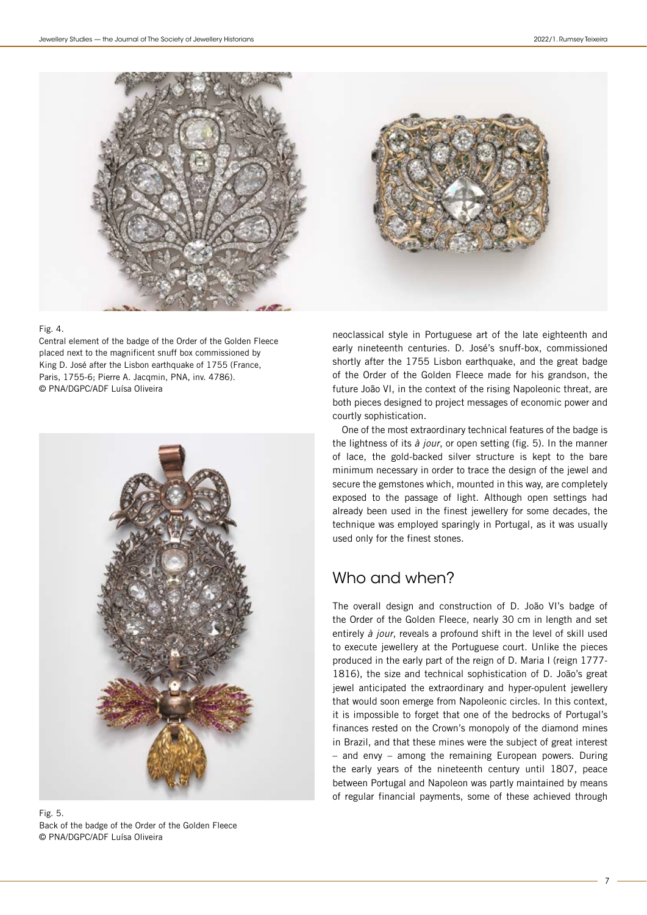Fig. 4.
Central element of the badge of the Order of the Golden Fleece placed next to the magnificent snuff box commissioned by King D. José after the Lisbon earthquake of 1755 (France, Paris, 1755-6; Pierre A. Jacqmin, PNA, inv. 4786).
© PNA/DGPC/ADF Luísa Oliveira

Fig. 5.
Back of the badge of the Order of the Golden Fleece
© PNA/DGPC/ADF Luísa Oliveira

neoclassical style in Portuguese art of the late eighteenth and early nineteenth centuries. D. José's snuff-box, commissioned shortly after the 1755 Lisbon earthquake, and the great badge of the Order of the Golden Fleece made for his grandson, the future João VI, in the context of the rising Napoleonic threat, are both pieces designed to project messages of economic power and courtly sophistication.

One of the most extraordinary technical features of the badge is the lightness of its *à jour*, or open setting (fig. 5). In the manner of lace, the gold-backed silver structure is kept to the bare minimum necessary in order to trace the design of the jewel and secure the gemstones which, mounted in this way, are completely exposed to the passage of light. Although open settings had already been used in the finest jewellery for some decades, the technique was employed sparingly in Portugal, as it was usually used only for the finest stones.

## Who and when?

The overall design and construction of D. João VI's badge of the Order of the Golden Fleece, nearly 30 cm in length and set entirely *à jour*, reveals a profound shift in the level of skill used to execute jewellery at the Portuguese court. Unlike the pieces produced in the early part of the reign of D. Maria I (reign 1777-1816), the size and technical sophistication of D. João's great jewel anticipated the extraordinary and hyper-opulent jewellery that would soon emerge from Napoleonic circles. In this context, it is impossible to forget that one of the bedrocks of Portugal's finances rested on the Crown's monopoly of the diamond mines in Brazil, and that these mines were the subject of great interest – and envy – among the remaining European powers. During the early years of the nineteenth century until 1807, peace between Portugal and Napoleon was partly maintained by means of regular financial payments, some of these achieved through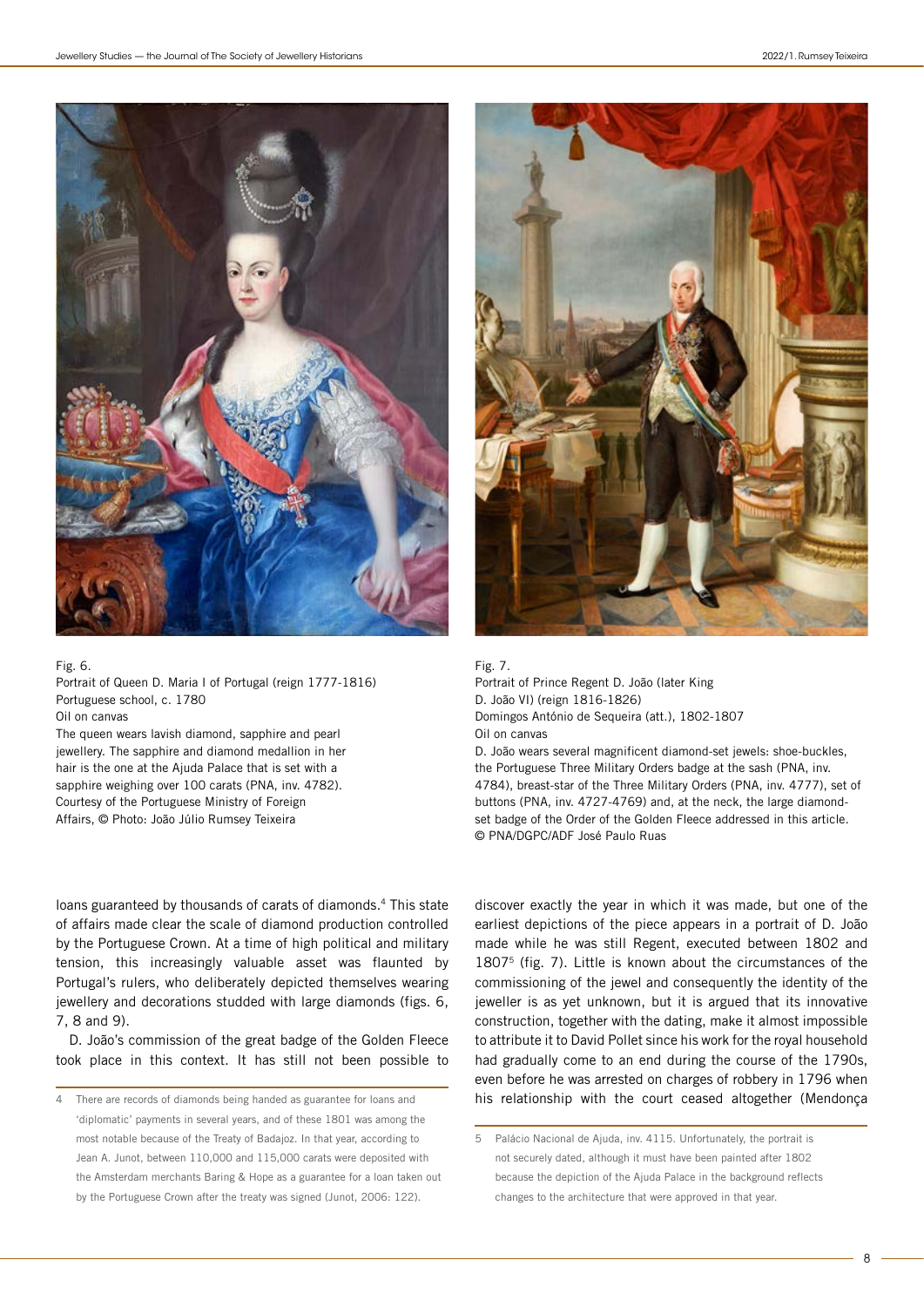Fig. 6.
Portrait of Queen D. Maria I of Portugal (reign 1777-1816)
Portuguese school, c. 1780
Oil on canvas
The queen wears lavish diamond, sapphire and pearl jewellery. The sapphire and diamond medallion in her hair is the one at the Ajuda Palace that is set with a sapphire weighing over 100 carats (PNA, inv. 4782).
Courtesy of the Portuguese Ministry of Foreign Affairs, © Photo: João Júlio Rumsey Teixeira

Fig. 7.
Portrait of Prince Regent D. João (later King D. João VI) (reign 1816-1826)
Domingos António de Sequeira (att.), 1802-1807
Oil on canvas
D. João wears several magnificent diamond-set jewels: shoe-buckles, the Portuguese Three Military Orders badge at the sash (PNA, inv. 4784), breast-star of the Three Military Orders (PNA, inv. 4777), set of buttons (PNA, inv. 4727-4769) and, at the neck, the large diamond-set badge of the Order of the Golden Fleece addressed in this article.
© PNA/DGPC/ADF José Paulo Ruas

loans guaranteed by thousands of carats of diamonds.[4] This state of affairs made clear the scale of diamond production controlled by the Portuguese Crown. At a time of high political and military tension, this increasingly valuable asset was flaunted by Portugal's rulers, who deliberately depicted themselves wearing jewellery and decorations studded with large diamonds (figs. 6, 7, 8 and 9).

D. João's commission of the great badge of the Golden Fleece took place in this context. It has still not been possible to discover exactly the year in which it was made, but one of the earliest depictions of the piece appears in a portrait of D. João made while he was still Regent, executed between 1802 and 1807[5] (fig. 7). Little is known about the circumstances of the commissioning of the jewel and consequently the identity of the jeweller is as yet unknown, but it is argued that its innovative construction, together with the dating, make it almost impossible to attribute it to David Pollet since his work for the royal household had gradually come to an end during the course of the 1790s, even before he was arrested on charges of robbery in 1796 when his relationship with the court ceased altogether (Mendonça

4 There are records of diamonds being handed as guarantee for loans and 'diplomatic' payments in several years, and of these 1801 was among the most notable because of the Treaty of Badajoz. In that year, according to Jean A. Junot, between 110,000 and 115,000 carats were deposited with the Amsterdam merchants Baring & Hope as a guarantee for a loan taken out by the Portuguese Crown after the treaty was signed (Junot, 2006: 122).

5 Palácio Nacional de Ajuda, inv. 4115. Unfortunately, the portrait is not securely dated, although it must have been painted after 1802 because the depiction of the Ajuda Palace in the background reflects changes to the architecture that were approved in that year.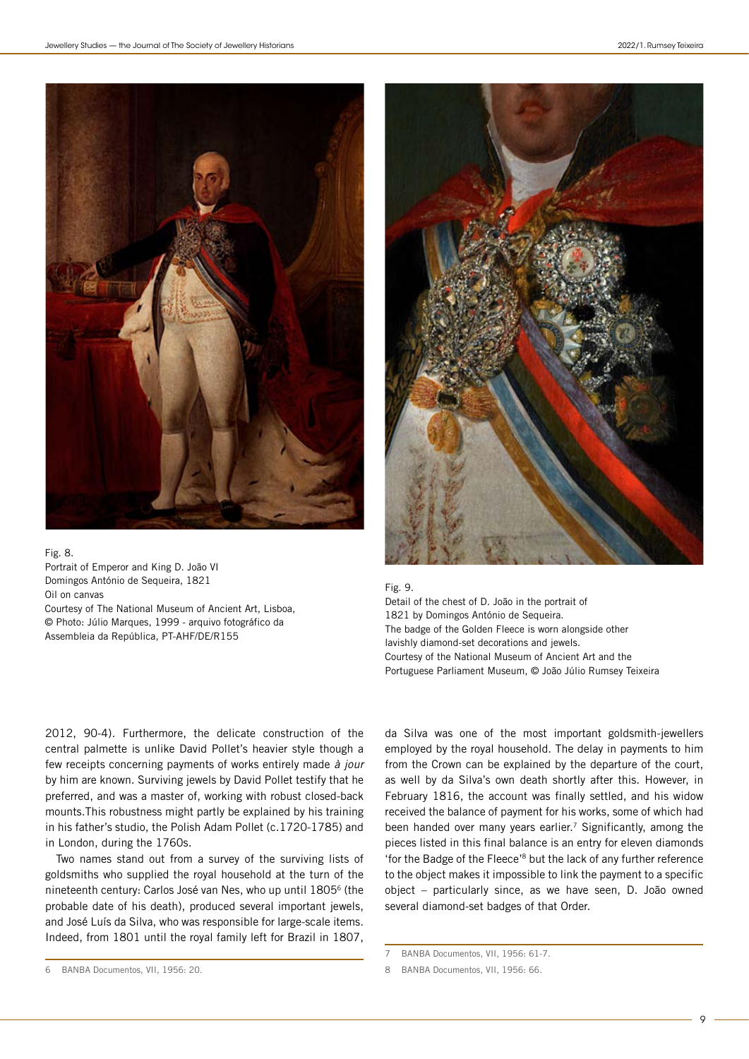Fig. 8.
Portrait of Emperor and King D. João VI
Domingos António de Sequeira, 1821
Oil on canvas
Courtesy of The National Museum of Ancient Art, Lisboa, © Photo: Júlio Marques, 1999 - arquivo fotográfico da Assembleia da República, PT-AHF/DE/R155

Fig. 9.
Detail of the chest of D. João in the portrait of 1821 by Domingos António de Sequeira.
The badge of the Golden Fleece is worn alongside other lavishly diamond-set decorations and jewels.
Courtesy of the National Museum of Ancient Art and the Portuguese Parliament Museum, © João Júlio Rumsey Teixeira

2012, 90-4). Furthermore, the delicate construction of the central palmette is unlike David Pollet's heavier style though a few receipts concerning payments of works entirely made *à jour* by him are known. Surviving jewels by David Pollet testify that he preferred, and was a master of, working with robust closed-back mounts. This robustness might partly be explained by his training in his father's studio, the Polish Adam Pollet (c.1720-1785) and in London, during the 1760s.

Two names stand out from a survey of the surviving lists of goldsmiths who supplied the royal household at the turn of the nineteenth century: Carlos José van Nes, who up until 1805[6] (the probable date of his death), produced several important jewels, and José Luís da Silva, who was responsible for large-scale items. Indeed, from 1801 until the royal family left for Brazil in 1807, da Silva was one of the most important goldsmith-jewellers employed by the royal household. The delay in payments to him from the Crown can be explained by the departure of the court, as well by da Silva's own death shortly after this. However, in February 1816, the account was finally settled, and his widow received the balance of payment for his works, some of which had been handed over many years earlier.[7] Significantly, among the pieces listed in this final balance is an entry for eleven diamonds 'for the Badge of the Fleece'[8] but the lack of any further reference to the object makes it impossible to link the payment to a specific object – particularly since, as we have seen, D. João owned several diamond-set badges of that Order.

6 BANBA Documentos, VII, 1956: 20.

7 BANBA Documentos, VII, 1956: 61-7.

8 BANBA Documentos, VII, 1956: 66.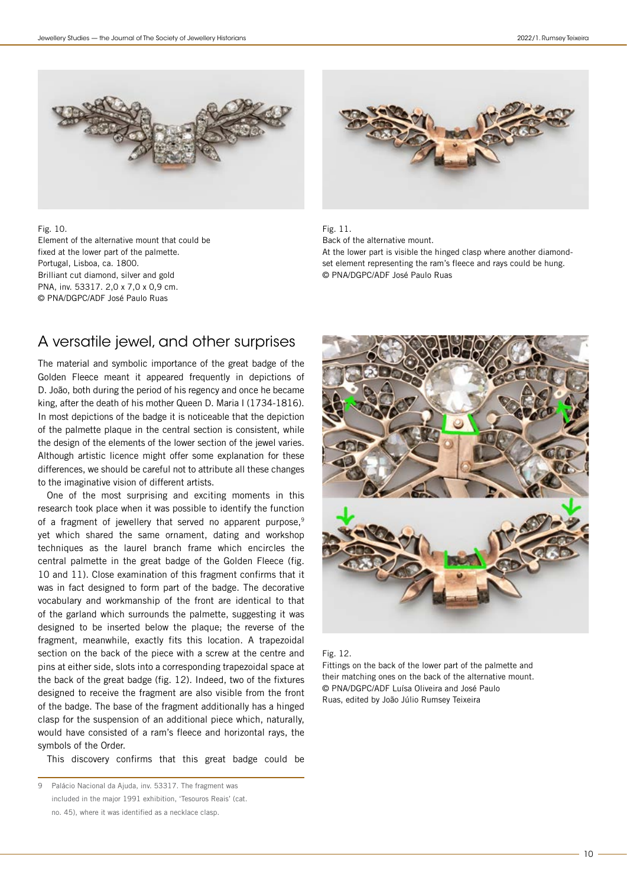Fig. 10.
Element of the alternative mount that could be fixed at the lower part of the palmette.
Portugal, Lisboa, ca. 1800.
Brilliant cut diamond, silver and gold
PNA, inv. 53317. 2,0 x 7,0 x 0,9 cm.
© PNA/DGPC/ADF José Paulo Ruas

Fig. 11.
Back of the alternative mount.
At the lower part is visible the hinged clasp where another diamond-set element representing the ram's fleece and rays could be hung.
© PNA/DGPC/ADF José Paulo Ruas

## A versatile jewel, and other surprises

The material and symbolic importance of the great badge of the Golden Fleece meant it appeared frequently in depictions of D. João, both during the period of his regency and once he became king, after the death of his mother Queen D. Maria I (1734-1816). In most depictions of the badge it is noticeable that the depiction of the palmette plaque in the central section is consistent, while the design of the elements of the lower section of the jewel varies. Although artistic licence might offer some explanation for these differences, we should be careful not to attribute all these changes to the imaginative vision of different artists.

One of the most surprising and exciting moments in this research took place when it was possible to identify the function of a fragment of jewellery that served no apparent purpose,[9] yet which shared the same ornament, dating and workshop techniques as the laurel branch frame which encircles the central palmette in the great badge of the Golden Fleece (fig. 10 and 11). Close examination of this fragment confirms that it was in fact designed to form part of the badge. The decorative vocabulary and workmanship of the front are identical to that of the garland which surrounds the palmette, suggesting it was designed to be inserted below the plaque; the reverse of the fragment, meanwhile, exactly fits this location. A trapezoidal section on the back of the piece with a screw at the centre and pins at either side, slots into a corresponding trapezoidal space at the back of the great badge (fig. 12). Indeed, two of the fixtures designed to receive the fragment are also visible from the front of the badge. The base of the fragment additionally has a hinged clasp for the suspension of an additional piece which, naturally, would have consisted of a ram's fleece and horizontal rays, the symbols of the Order.

This discovery confirms that this great badge could be

Fig. 12.
Fittings on the back of the lower part of the palmette and their matching ones on the back of the alternative mount.
© PNA/DGPC/ADF Luísa Oliveira and José Paulo Ruas, edited by João Júlio Rumsey Teixeira

---

9 Palácio Nacional da Ajuda, inv. 53317. The fragment was included in the major 1991 exhibition, 'Tesouros Reais' (cat. no. 45), where it was identified as a necklace clasp.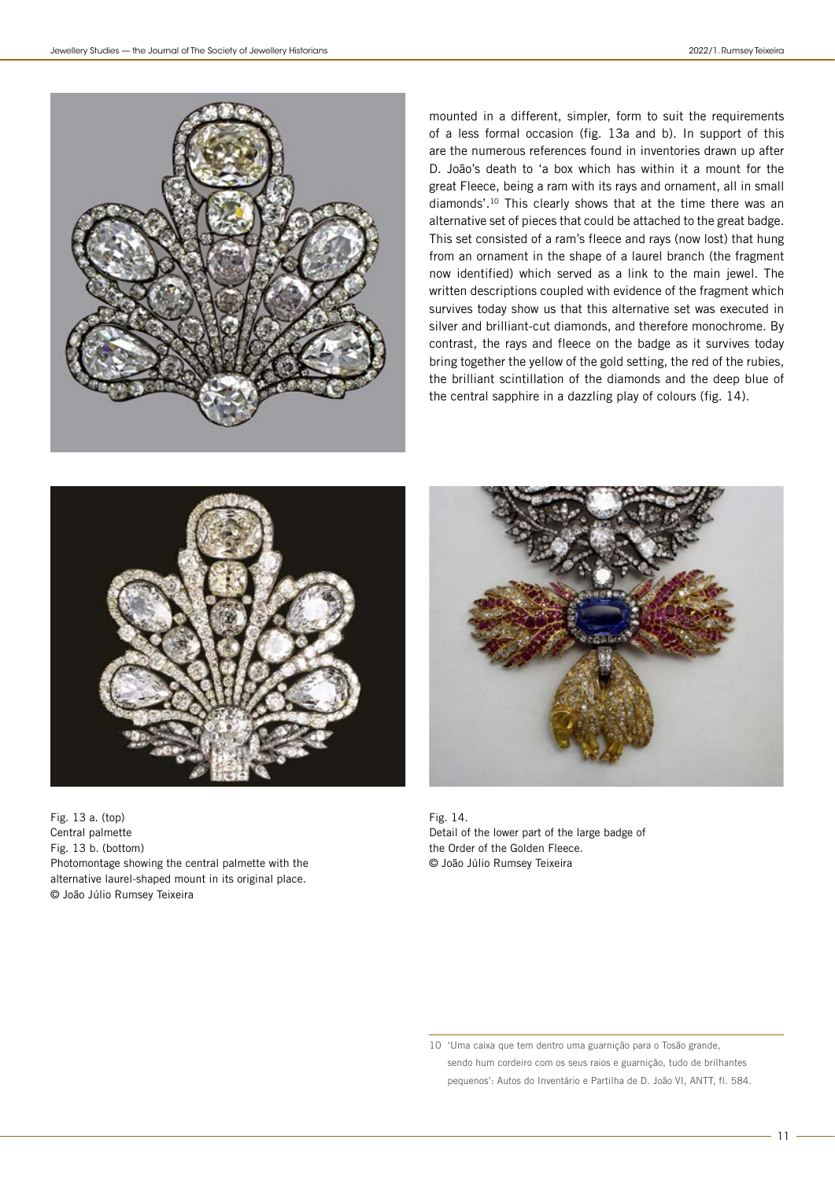mounted in a different, simpler, form to suit the requirements of a less formal occasion (fig. 13a and b). In support of this are the numerous references found in inventories drawn up after D. João's death to 'a box which has within it a mount for the great Fleece, being a ram with its rays and ornament, all in small diamonds'.[10] This clearly shows that at the time there was an alternative set of pieces that could be attached to the great badge. This set consisted of a ram's fleece and rays (now lost) that hung from an ornament in the shape of a laurel branch (the fragment now identified) which served as a link to the main jewel. The written descriptions coupled with evidence of the fragment which survives today show us that this alternative set was executed in silver and brilliant-cut diamonds, and therefore monochrome. By contrast, the rays and fleece on the badge as it survives today bring together the yellow of the gold setting, the red of the rubies, the brilliant scintillation of the diamonds and the deep blue of the central sapphire in a dazzling play of colours (fig. 14).

Fig. 13 a. (top)
Central palmette
Fig. 13 b. (bottom)
Photomontage showing the central palmette with the alternative laurel-shaped mount in its original place.
© João Júlio Rumsey Teixeira

Fig. 14.
Detail of the lower part of the large badge of the Order of the Golden Fleece.
© João Júlio Rumsey Teixeira

10 'Uma caixa que tem dentro uma guarnição para o Tosão grande, sendo hum cordeiro com os seus raios e guarnição, tudo de brilhantes pequenos': Autos do Inventário e Partilha de D. João VI, ANTT, fl. 584.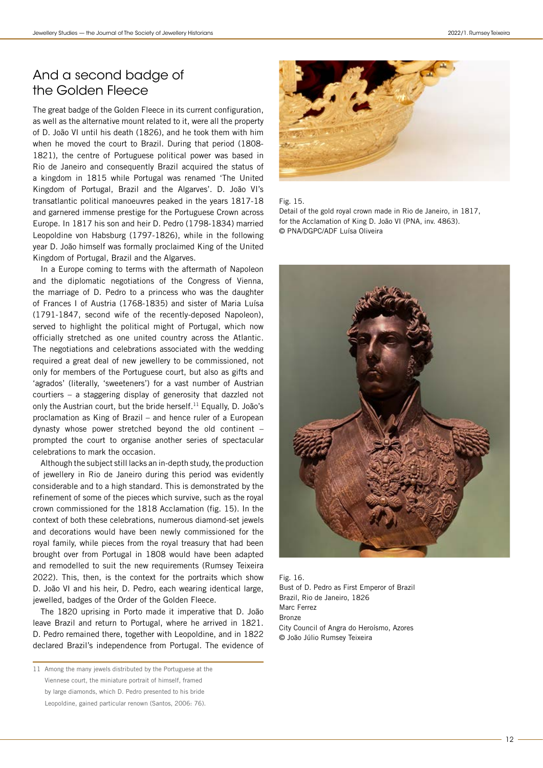## And a second badge of the Golden Fleece

The great badge of the Golden Fleece in its current configuration, as well as the alternative mount related to it, were all the property of D. João VI until his death (1826), and he took them with him when he moved the court to Brazil. During that period (1808-1821), the centre of Portuguese political power was based in Rio de Janeiro and consequently Brazil acquired the status of a kingdom in 1815 while Portugal was renamed 'The United Kingdom of Portugal, Brazil and the Algarves'. D. João VI's transatlantic political manoeuvres peaked in the years 1817-18 and garnered immense prestige for the Portuguese Crown across Europe. In 1817 his son and heir D. Pedro (1798-1834) married Leopoldine von Habsburg (1797-1826), while in the following year D. João himself was formally proclaimed King of the United Kingdom of Portugal, Brazil and the Algarves.

In a Europe coming to terms with the aftermath of Napoleon and the diplomatic negotiations of the Congress of Vienna, the marriage of D. Pedro to a princess who was the daughter of Frances I of Austria (1768-1835) and sister of Maria Luísa (1791-1847, second wife of the recently-deposed Napoleon), served to highlight the political might of Portugal, which now officially stretched as one united country across the Atlantic. The negotiations and celebrations associated with the wedding required a great deal of new jewellery to be commissioned, not only for members of the Portuguese court, but also as gifts and 'agrados' (literally, 'sweeteners') for a vast number of Austrian courtiers – a staggering display of generosity that dazzled not only the Austrian court, but the bride herself.[11] Equally, D. João's proclamation as King of Brazil – and hence ruler of a European dynasty whose power stretched beyond the old continent – prompted the court to organise another series of spectacular celebrations to mark the occasion.

Although the subject still lacks an in-depth study, the production of jewellery in Rio de Janeiro during this period was evidently considerable and to a high standard. This is demonstrated by the refinement of some of the pieces which survive, such as the royal crown commissioned for the 1818 Acclamation (fig. 15). In the context of both these celebrations, numerous diamond-set jewels and decorations would have been newly commissioned for the royal family, while pieces from the royal treasury that had been brought over from Portugal in 1808 would have been adapted and remodelled to suit the new requirements (Rumsey Teixeira 2022). This, then, is the context for the portraits which show D. João VI and his heir, D. Pedro, each wearing identical large, jewelled, badges of the Order of the Golden Fleece.

The 1820 uprising in Porto made it imperative that D. João leave Brazil and return to Portugal, where he arrived in 1821. D. Pedro remained there, together with Leopoldine, and in 1822 declared Brazil's independence from Portugal. The evidence of

Fig. 15.
Detail of the gold royal crown made in Rio de Janeiro, in 1817, for the Acclamation of King D. João VI (PNA, inv. 4863).
© PNA/DGPC/ADF Luísa Oliveira

Fig. 16.
Bust of D. Pedro as First Emperor of Brazil
Brazil, Rio de Janeiro, 1826
Marc Ferrez
Bronze
City Council of Angra do Heroísmo, Azores
© João Júlio Rumsey Teixeira

---

11 Among the many jewels distributed by the Portuguese at the Viennese court, the miniature portrait of himself, framed by large diamonds, which D. Pedro presented to his bride Leopoldine, gained particular renown (Santos, 2006: 76).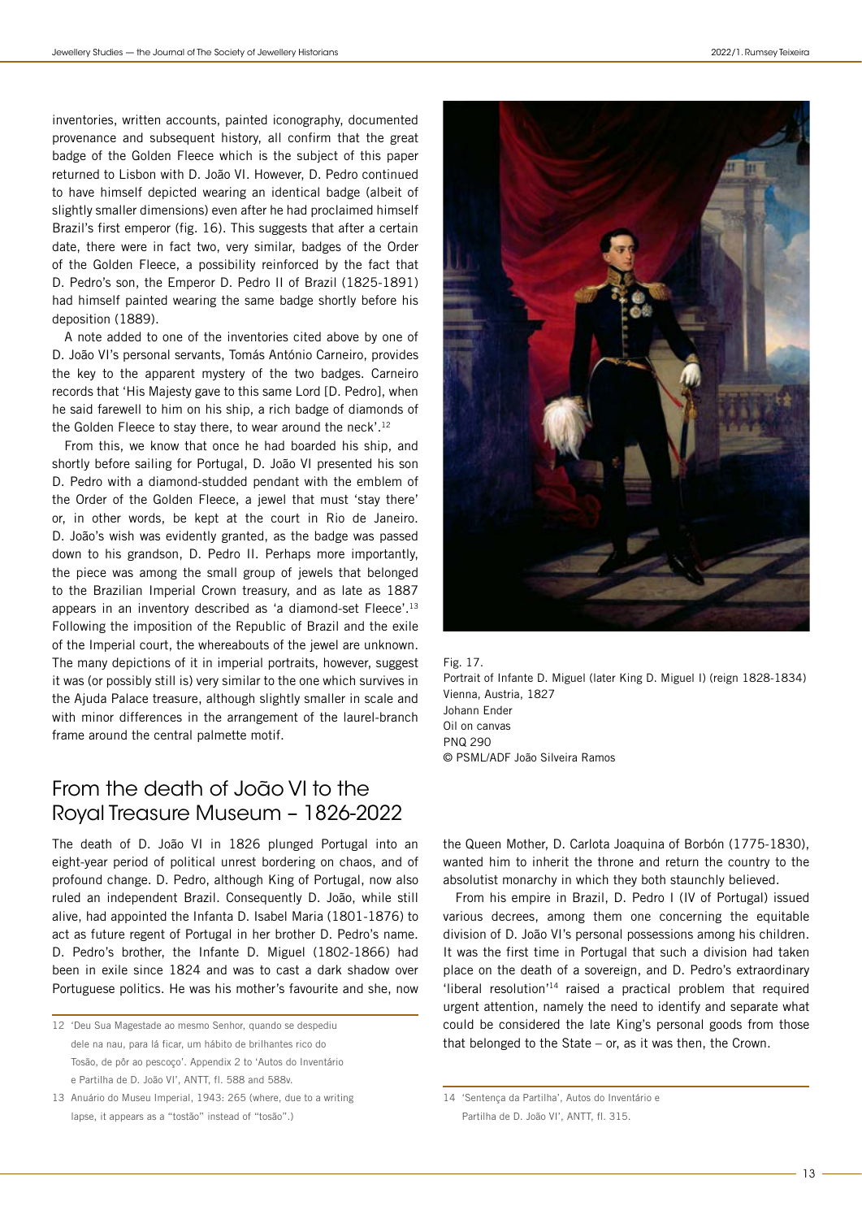inventories, written accounts, painted iconography, documented provenance and subsequent history, all confirm that the great badge of the Golden Fleece which is the subject of this paper returned to Lisbon with D. João VI. However, D. Pedro continued to have himself depicted wearing an identical badge (albeit of slightly smaller dimensions) even after he had proclaimed himself Brazil's first emperor (fig. 16). This suggests that after a certain date, there were in fact two, very similar, badges of the Order of the Golden Fleece, a possibility reinforced by the fact that D. Pedro's son, the Emperor D. Pedro II of Brazil (1825-1891) had himself painted wearing the same badge shortly before his deposition (1889).

A note added to one of the inventories cited above by one of D. João VI's personal servants, Tomás António Carneiro, provides the key to the apparent mystery of the two badges. Carneiro records that 'His Majesty gave to this same Lord [D. Pedro], when he said farewell to him on his ship, a rich badge of diamonds of the Golden Fleece to stay there, to wear around the neck'.[12]

From this, we know that once he had boarded his ship, and shortly before sailing for Portugal, D. João VI presented his son D. Pedro with a diamond-studded pendant with the emblem of the Order of the Golden Fleece, a jewel that must 'stay there' or, in other words, be kept at the court in Rio de Janeiro. D. João's wish was evidently granted, as the badge was passed down to his grandson, D. Pedro II. Perhaps more importantly, the piece was among the small group of jewels that belonged to the Brazilian Imperial Crown treasury, and as late as 1887 appears in an inventory described as 'a diamond-set Fleece'.[13] Following the imposition of the Republic of Brazil and the exile of the Imperial court, the whereabouts of the jewel are unknown. The many depictions of it in imperial portraits, however, suggest it was (or possibly still is) very similar to the one which survives in the Ajuda Palace treasure, although slightly smaller in scale and with minor differences in the arrangement of the laurel-branch frame around the central palmette motif.

Fig. 17.
Portrait of Infante D. Miguel (later King D. Miguel I) (reign 1828-1834)
Vienna, Austria, 1827
Johann Ender
Oil on canvas
PNQ 290
© PSML/ADF João Silveira Ramos

## From the death of João VI to the Royal Treasure Museum – 1826-2022

The death of D. João VI in 1826 plunged Portugal into an eight-year period of political unrest bordering on chaos, and of profound change. D. Pedro, although King of Portugal, now also ruled an independent Brazil. Consequently D. João, while still alive, had appointed the Infanta D. Isabel Maria (1801-1876) to act as future regent of Portugal in her brother D. Pedro's name. D. Pedro's brother, the Infante D. Miguel (1802-1866) had been in exile since 1824 and was to cast a dark shadow over Portuguese politics. He was his mother's favourite and she, now the Queen Mother, D. Carlota Joaquina of Borbón (1775-1830), wanted him to inherit the throne and return the country to the absolutist monarchy in which they both staunchly believed.

From his empire in Brazil, D. Pedro I (IV of Portugal) issued various decrees, among them one concerning the equitable division of D. João VI's personal possessions among his children. It was the first time in Portugal that such a division had taken place on the death of a sovereign, and D. Pedro's extraordinary 'liberal resolution'[14] raised a practical problem that required urgent attention, namely the need to identify and separate what could be considered the late King's personal goods from those that belonged to the State – or, as it was then, the Crown.

12 'Deu Sua Magestade ao mesmo Senhor, quando se despediu dele na nau, para lá ficar, um hábito de brilhantes rico do Tosão, de pôr ao pescoço'. Appendix 2 to 'Autos do Inventário e Partilha de D. João VI', ANTT, fl. 588 and 588v.

13 Anuário do Museu Imperial, 1943: 265 (where, due to a writing lapse, it appears as a "tostão" instead of "tosão".)

14 'Sentença da Partilha', Autos do Inventário e Partilha de D. João VI', ANTT, fl. 315.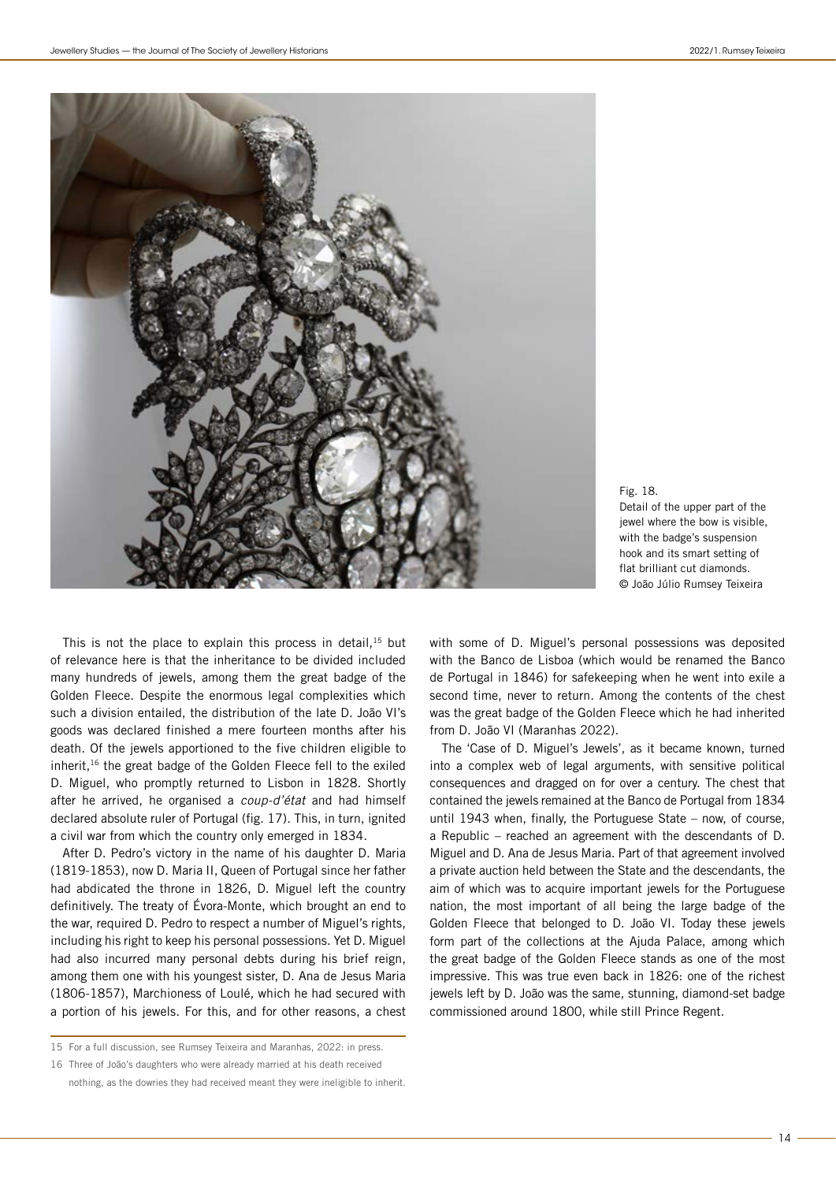Fig. 18.
Detail of the upper part of the jewel where the bow is visible, with the badge's suspension hook and its smart setting of flat brilliant cut diamonds.
© João Júlio Rumsey Teixeira

This is not the place to explain this process in detail,[15] but of relevance here is that the inheritance to be divided included many hundreds of jewels, among them the great badge of the Golden Fleece. Despite the enormous legal complexities which such a division entailed, the distribution of the late D. João VI's goods was declared finished a mere fourteen months after his death. Of the jewels apportioned to the five children eligible to inherit,[16] the great badge of the Golden Fleece fell to the exiled D. Miguel, who promptly returned to Lisbon in 1828. Shortly after he arrived, he organised a *coup-d'état* and had himself declared absolute ruler of Portugal (fig. 17). This, in turn, ignited a civil war from which the country only emerged in 1834.

After D. Pedro's victory in the name of his daughter D. Maria (1819-1853), now D. Maria II, Queen of Portugal since her father had abdicated the throne in 1826, D. Miguel left the country definitively. The treaty of Évora-Monte, which brought an end to the war, required D. Pedro to respect a number of Miguel's rights, including his right to keep his personal possessions. Yet D. Miguel had also incurred many personal debts during his brief reign, among them one with his youngest sister, D. Ana de Jesus Maria (1806-1857), Marchioness of Loulé, which he had secured with a portion of his jewels. For this, and for other reasons, a chest with some of D. Miguel's personal possessions was deposited with the Banco de Lisboa (which would be renamed the Banco de Portugal in 1846) for safekeeping when he went into exile a second time, never to return. Among the contents of the chest was the great badge of the Golden Fleece which he had inherited from D. João VI (Maranhas 2022).

The 'Case of D. Miguel's Jewels', as it became known, turned into a complex web of legal arguments, with sensitive political consequences and dragged on for over a century. The chest that contained the jewels remained at the Banco de Portugal from 1834 until 1943 when, finally, the Portuguese State – now, of course, a Republic – reached an agreement with the descendants of D. Miguel and D. Ana de Jesus Maria. Part of that agreement involved a private auction held between the State and the descendants, the aim of which was to acquire important jewels for the Portuguese nation, the most important of all being the large badge of the Golden Fleece that belonged to D. João VI. Today these jewels form part of the collections at the Ajuda Palace, among which the great badge of the Golden Fleece stands as one of the most impressive. This was true even back in 1826: one of the richest jewels left by D. João was the same, stunning, diamond-set badge commissioned around 1800, while still Prince Regent.

---

15 For a full discussion, see Rumsey Teixeira and Maranhas, 2022: in press.

16 Three of João's daughters who were already married at his death received nothing, as the dowries they had received meant they were ineligible to inherit.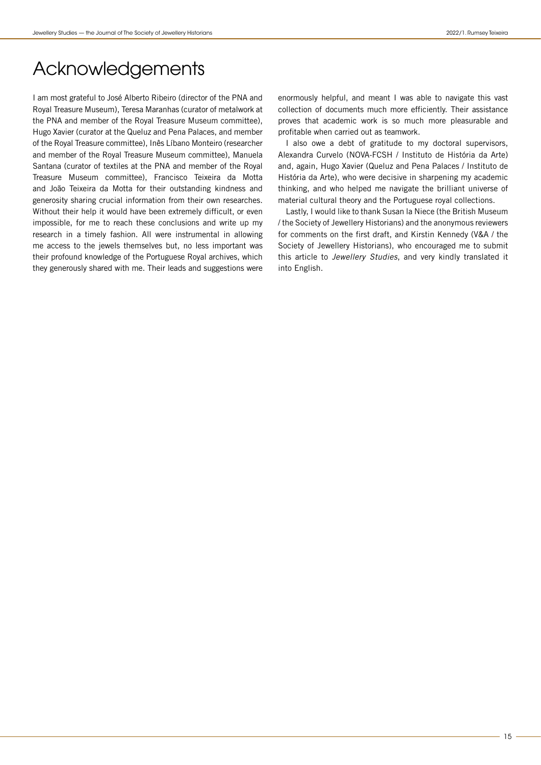# Acknowledgements

I am most grateful to José Alberto Ribeiro (director of the PNA and Royal Treasure Museum), Teresa Maranhas (curator of metalwork at the PNA and member of the Royal Treasure Museum committee), Hugo Xavier (curator at the Queluz and Pena Palaces, and member of the Royal Treasure committee), Inês Líbano Monteiro (researcher and member of the Royal Treasure Museum committee), Manuela Santana (curator of textiles at the PNA and member of the Royal Treasure Museum committee), Francisco Teixeira da Motta and João Teixeira da Motta for their outstanding kindness and generosity sharing crucial information from their own researches. Without their help it would have been extremely difficult, or even impossible, for me to reach these conclusions and write up my research in a timely fashion. All were instrumental in allowing me access to the jewels themselves but, no less important was their profound knowledge of the Portuguese Royal archives, which they generously shared with me. Their leads and suggestions were enormously helpful, and meant I was able to navigate this vast collection of documents much more efficiently. Their assistance proves that academic work is so much more pleasurable and profitable when carried out as teamwork.

I also owe a debt of gratitude to my doctoral supervisors, Alexandra Curvelo (NOVA-FCSH / Instituto de História da Arte) and, again, Hugo Xavier (Queluz and Pena Palaces / Instituto de História da Arte), who were decisive in sharpening my academic thinking, and who helped me navigate the brilliant universe of material cultural theory and the Portuguese royal collections.

Lastly, I would like to thank Susan la Niece (the British Museum / the Society of Jewellery Historians) and the anonymous reviewers for comments on the first draft, and Kirstin Kennedy (V&A / the Society of Jewellery Historians), who encouraged me to submit this article to *Jewellery Studies*, and very kindly translated it into English.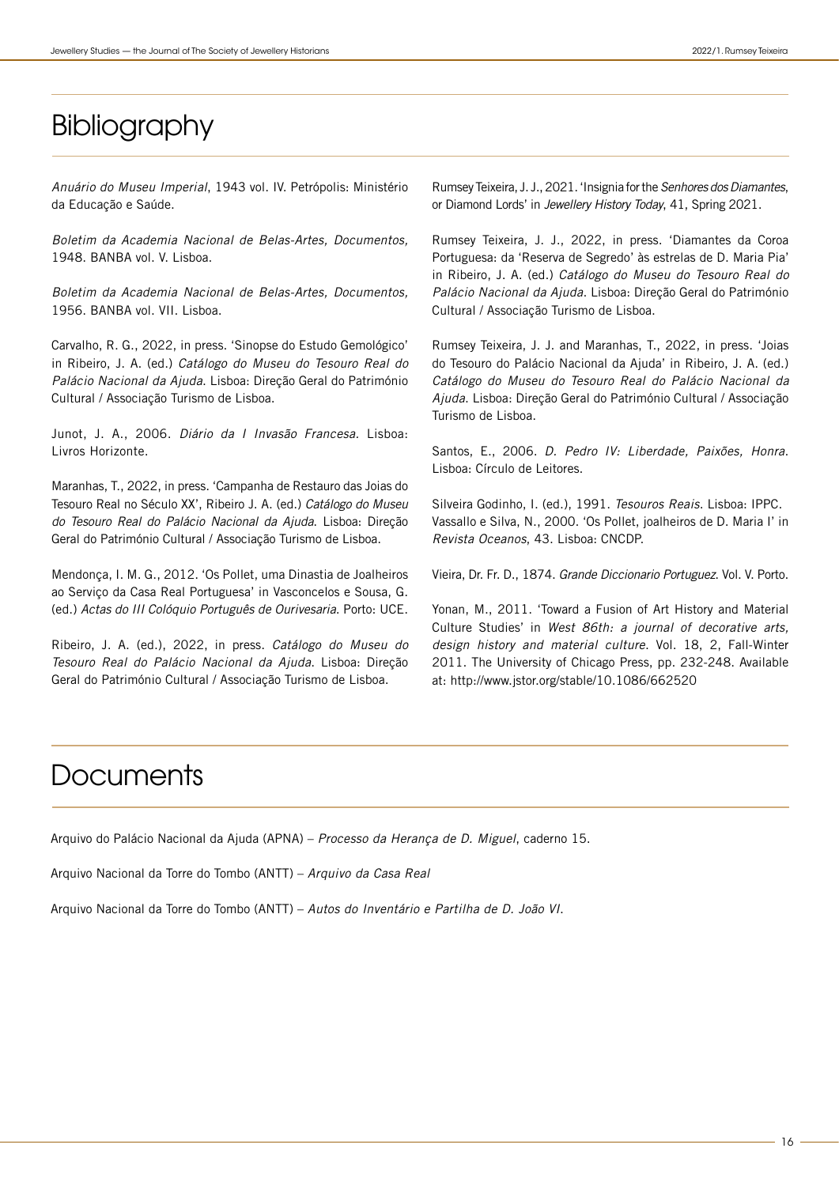# Bibliography

*Anuário do Museu Imperial*, 1943 vol. IV. Petrópolis: Ministério da Educação e Saúde.

*Boletim da Academia Nacional de Belas-Artes, Documentos,* 1948. BANBA vol. V. Lisboa.

*Boletim da Academia Nacional de Belas-Artes, Documentos,* 1956. BANBA vol. VII. Lisboa.

Carvalho, R. G., 2022, in press. 'Sinopse do Estudo Gemológico' in Ribeiro, J. A. (ed.) *Catálogo do Museu do Tesouro Real do Palácio Nacional da Ajuda*. Lisboa: Direção Geral do Património Cultural / Associação Turismo de Lisboa.

Junot, J. A., 2006. *Diário da I Invasão Francesa*. Lisboa: Livros Horizonte.

Maranhas, T., 2022, in press. 'Campanha de Restauro das Joias do Tesouro Real no Século XX', Ribeiro J. A. (ed.) *Catálogo do Museu do Tesouro Real do Palácio Nacional da Ajuda*. Lisboa: Direção Geral do Património Cultural / Associação Turismo de Lisboa.

Mendonça, I. M. G., 2012. 'Os Pollet, uma Dinastia de Joalheiros ao Serviço da Casa Real Portuguesa' in Vasconcelos e Sousa, G. (ed.) *Actas do III Colóquio Português de Ourivesaria*. Porto: UCE.

Ribeiro, J. A. (ed.), 2022, in press. *Catálogo do Museu do Tesouro Real do Palácio Nacional da Ajuda*. Lisboa: Direção Geral do Património Cultural / Associação Turismo de Lisboa.

Rumsey Teixeira, J. J., 2021. 'Insignia for the *Senhores dos Diamantes*, or Diamond Lords' in *Jewellery History Today*, 41, Spring 2021.

Rumsey Teixeira, J. J., 2022, in press. 'Diamantes da Coroa Portuguesa: da 'Reserva de Segredo' às estrelas de D. Maria Pia' in Ribeiro, J. A. (ed.) *Catálogo do Museu do Tesouro Real do Palácio Nacional da Ajuda*. Lisboa: Direção Geral do Património Cultural / Associação Turismo de Lisboa.

Rumsey Teixeira, J. J. and Maranhas, T., 2022, in press. 'Joias do Tesouro do Palácio Nacional da Ajuda' in Ribeiro, J. A. (ed.) *Catálogo do Museu do Tesouro Real do Palácio Nacional da Ajuda*. Lisboa: Direção Geral do Património Cultural / Associação Turismo de Lisboa.

Santos, E., 2006. *D. Pedro IV: Liberdade, Paixões, Honra*. Lisboa: Círculo de Leitores.

Silveira Godinho, I. (ed.), 1991. *Tesouros Reais*. Lisboa: IPPC.

Vassallo e Silva, N., 2000. 'Os Pollet, joalheiros de D. Maria I' in *Revista Oceanos*, 43. Lisboa: CNCDP.

Vieira, Dr. Fr. D., 1874. *Grande Diccionario Portuguez*. Vol. V. Porto.

Yonan, M., 2011. 'Toward a Fusion of Art History and Material Culture Studies' in *West 86th: a journal of decorative arts, design history and material culture*. Vol. 18, 2, Fall-Winter 2011. The University of Chicago Press, pp. 232-248. Available at: http://www.jstor.org/stable/10.1086/662520

# Documents

Arquivo do Palácio Nacional da Ajuda (APNA) – *Processo da Herança de D. Miguel*, caderno 15.

Arquivo Nacional da Torre do Tombo (ANTT) – *Arquivo da Casa Real*

Arquivo Nacional da Torre do Tombo (ANTT) – *Autos do Inventário e Partilha de D. João VI*.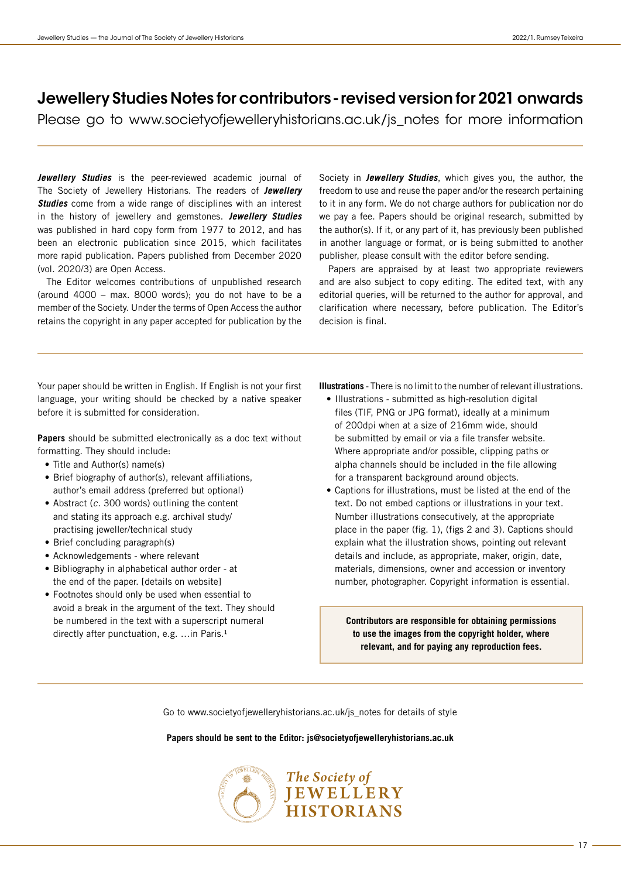# Jewellery Studies Notes for contributors - revised version for 2021 onwards

Please go to www.societyofjewelleryhistorians.ac.uk/js_notes for more information

***Jewellery Studies*** is the peer-reviewed academic journal of The Society of Jewellery Historians. The readers of ***Jewellery Studies*** come from a wide range of disciplines with an interest in the history of jewellery and gemstones. ***Jewellery Studies*** was published in hard copy form from 1977 to 2012, and has been an electronic publication since 2015, which facilitates more rapid publication. Papers published from December 2020 (vol. 2020/3) are Open Access.

The Editor welcomes contributions of unpublished research (around 4000 – max. 8000 words); you do not have to be a member of the Society. Under the terms of Open Access the author retains the copyright in any paper accepted for publication by the Society in ***Jewellery Studies***, which gives you, the author, the freedom to use and reuse the paper and/or the research pertaining to it in any form. We do not charge authors for publication nor do we pay a fee. Papers should be original research, submitted by the author(s). If it, or any part of it, has previously been published in another language or format, or is being submitted to another publisher, please consult with the editor before sending.

Papers are appraised by at least two appropriate reviewers and are also subject to copy editing. The edited text, with any editorial queries, will be returned to the author for approval, and clarification where necessary, before publication. The Editor's decision is final.

Your paper should be written in English. If English is not your first language, your writing should be checked by a native speaker before it is submitted for consideration.

**Papers** should be submitted electronically as a doc text without formatting. They should include:

- Title and Author(s) name(s)
- Brief biography of author(s), relevant affiliations, author's email address (preferred but optional)
- Abstract (*c.* 300 words) outlining the content and stating its approach e.g. archival study/ practising jeweller/technical study
- Brief concluding paragraph(s)
- Acknowledgements - where relevant
- Bibliography in alphabetical author order - at the end of the paper. [details on website]
- Footnotes should only be used when essential to avoid a break in the argument of the text. They should be numbered in the text with a superscript numeral directly after punctuation, e.g. …in Paris.[1]

**Illustrations** - There is no limit to the number of relevant illustrations.

- Illustrations - submitted as high-resolution digital files (TIF, PNG or JPG format), ideally at a minimum of 200dpi when at a size of 216mm wide, should be submitted by email or via a file transfer website. Where appropriate and/or possible, clipping paths or alpha channels should be included in the file allowing for a transparent background around objects.
- Captions for illustrations, must be listed at the end of the text. Do not embed captions or illustrations in your text. Number illustrations consecutively, at the appropriate place in the paper (fig. 1), (figs 2 and 3). Captions should explain what the illustration shows, pointing out relevant details and include, as appropriate, maker, origin, date, materials, dimensions, owner and accession or inventory number, photographer. Copyright information is essential.

**Contributors are responsible for obtaining permissions to use the images from the copyright holder, where relevant, and for paying any reproduction fees.**

Go to www.societyofjewelleryhistorians.ac.uk/js_notes for details of style

**Papers should be sent to the Editor: js@societyofjewelleryhistorians.ac.uk**

*The Society of* JEWELLERY HISTORIANS